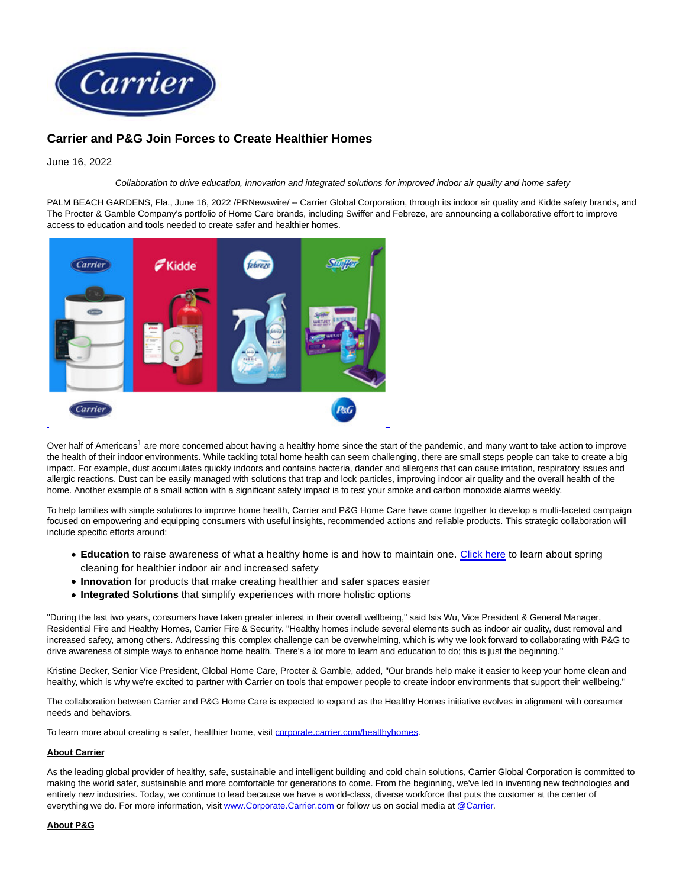# Carrier and P&G Join Forces to Create Healthier Homes

June 16, 2022

*Collaboration to drive education, innovation and integrated solutions for improved indoor air quality and home safety*

PALM BEACH GARDENS, Fla., June 16, 2022 /PRNewswire/ -- Carrier Global Corporation, through its indoor air quality and Kidde safety brands, and The Procter & Gamble Company's portfolio of Home Care brands, including Swiffer and Febreze, are announcing a collaborative effort to improve access to education and tools needed to create safer and healthier homes.

Over half of Americans[1] are more concerned about having a healthy home since the start of the pandemic, and many want to take action to improve the health of their indoor environments. While tackling total home health can seem challenging, there are small steps people can take to create a big impact. For example, dust accumulates quickly indoors and contains bacteria, dander and allergens that can cause irritation, respiratory issues and allergic reactions. Dust can be easily managed with solutions that trap and lock particles, improving indoor air quality and the overall health of the home. Another example of a small action with a significant safety impact is to test your smoke and carbon monoxide alarms weekly.

To help families with simple solutions to improve home health, Carrier and P&G Home Care have come together to develop a multi-faceted campaign focused on empowering and equipping consumers with useful insights, recommended actions and reliable products. This strategic collaboration will include specific efforts around:

- **Education** to raise awareness of what a healthy home is and how to maintain one. Click here to learn about spring cleaning for healthier indoor air and increased safety
- **Innovation** for products that make creating healthier and safer spaces easier
- **Integrated Solutions** that simplify experiences with more holistic options

"During the last two years, consumers have taken greater interest in their overall wellbeing," said Isis Wu, Vice President & General Manager, Residential Fire and Healthy Homes, Carrier Fire & Security. "Healthy homes include several elements such as indoor air quality, dust removal and increased safety, among others. Addressing this complex challenge can be overwhelming, which is why we look forward to collaborating with P&G to drive awareness of simple ways to enhance home health. There's a lot more to learn and education to do; this is just the beginning."

Kristine Decker, Senior Vice President, Global Home Care, Procter & Gamble, added, "Our brands help make it easier to keep your home clean and healthy, which is why we're excited to partner with Carrier on tools that empower people to create indoor environments that support their wellbeing."

The collaboration between Carrier and P&G Home Care is expected to expand as the Healthy Homes initiative evolves in alignment with consumer needs and behaviors.

To learn more about creating a safer, healthier home, visit corporate.carrier.com/healthyhomes.

**About Carrier**

As the leading global provider of healthy, safe, sustainable and intelligent building and cold chain solutions, Carrier Global Corporation is committed to making the world safer, sustainable and more comfortable for generations to come. From the beginning, we've led in inventing new technologies and entirely new industries. Today, we continue to lead because we have a world-class, diverse workforce that puts the customer at the center of everything we do. For more information, visit www.Corporate.Carrier.com or follow us on social media at @Carrier.

**About P&G**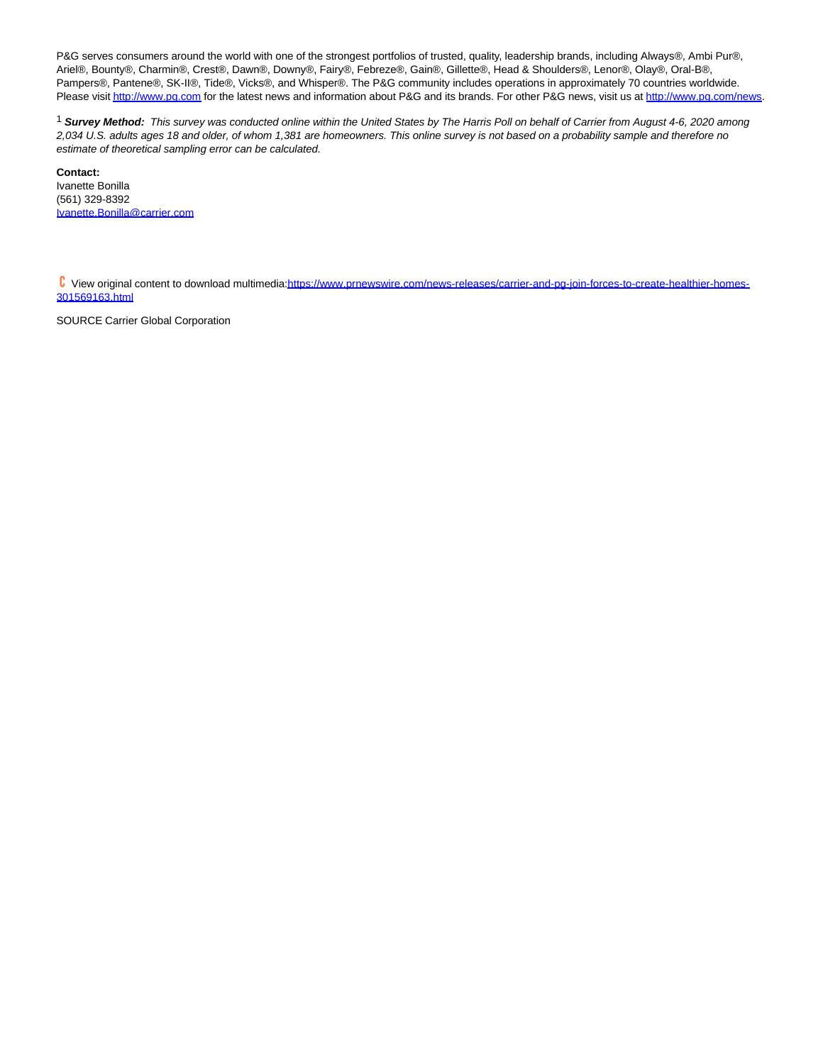P&G serves consumers around the world with one of the strongest portfolios of trusted, quality, leadership brands, including Always®, Ambi Pur®, Ariel®, Bounty®, Charmin®, Crest®, Dawn®, Downy®, Fairy®, Febreze®, Gain®, Gillette®, Head & Shoulders®, Lenor®, Olay®, Oral-B®, Pampers®, Pantene®, SK-II®, Tide®, Vicks®, and Whisper®. The P&G community includes operations in approximately 70 countries worldwide. Please visit [http://www.pg.com](http://www.pg.com) for the latest news and information about P&G and its brands. For other P&G news, visit us at [http://www.pg.com/news](http://www.pg.com/news).

[1] ***Survey Method:*** *This survey was conducted online within the United States by The Harris Poll on behalf of Carrier from August 4-6, 2020 among 2,034 U.S. adults ages 18 and older, of whom 1,381 are homeowners. This online survey is not based on a probability sample and therefore no estimate of theoretical sampling error can be calculated.*

**Contact:**
Ivanette Bonilla
(561) 329-8392
[Ivanette.Bonilla@carrier.com](mailto:Ivanette.Bonilla@carrier.com)

View original content to download multimedia:[https://www.prnewswire.com/news-releases/carrier-and-pg-join-forces-to-create-healthier-homes-301569163.html](https://www.prnewswire.com/news-releases/carrier-and-pg-join-forces-to-create-healthier-homes-301569163.html)

SOURCE Carrier Global Corporation